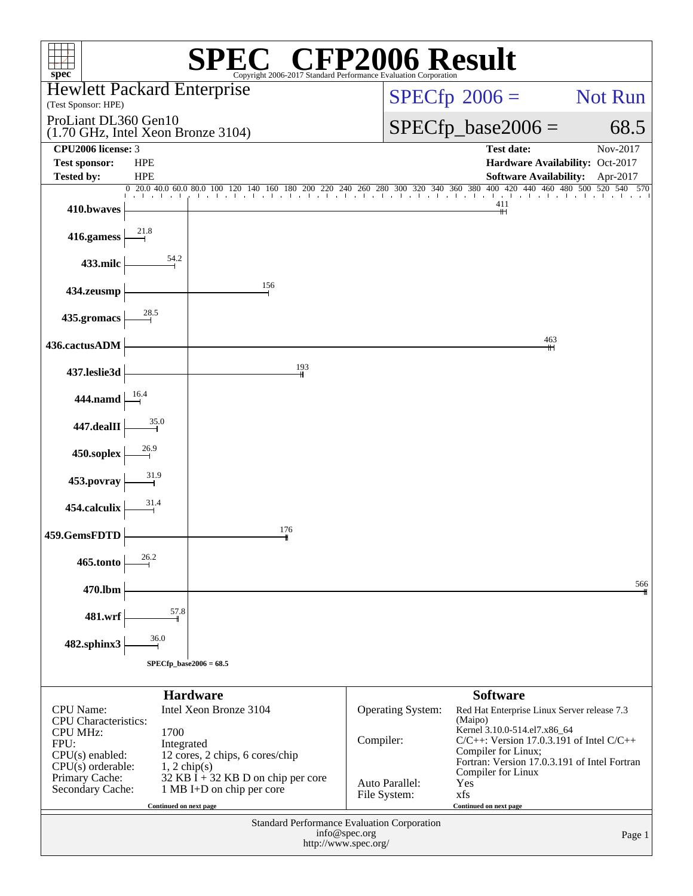# SPEC CFP2006 Result

Copyright 2006-2017 Standard Performance Evaluation Corporation

**Hewlett Packard Enterprise**
(Test Sponsor: HPE)

ProLiant DL360 Gen10
(1.70 GHz, Intel Xeon Bronze 3104)

SPECfp 2006 = Not Run

SPECfp_base2006 = 68.5

| | | | |
|---|---|---|---|
| **CPU2006 license:** 3 | | **Test date:** | Nov-2017 |
| **Test sponsor:** | HPE | **Hardware Availability:** | Oct-2017 |
| **Tested by:** | HPE | **Software Availability:** | Apr-2017 |

| Benchmark | Base ratio |
|---|---|
| 410.bwaves | 411 |
| 416.gamess | 21.8 |
| 433.milc | 54.2 |
| 434.zeusmp | 156 |
| 435.gromacs | 28.5 |
| 436.cactusADM | 463 |
| 437.leslie3d | 193 |
| 444.namd | 16.4 |
| 447.dealII | 35.0 |
| 450.soplex | 26.9 |
| 453.povray | 31.9 |
| 454.calculix | 31.4 |
| 459.GemsFDTD | 176 |
| 465.tonto | 26.2 |
| 470.lbm | 566 |
| 481.wrf | 57.8 |
| 482.sphinx3 | 36.0 |

SPECfp_base2006 = 68.5

## Hardware

| | |
|---|---|
| CPU Name: | Intel Xeon Bronze 3104 |
| CPU Characteristics: | |
| CPU MHz: | 1700 |
| FPU: | Integrated |
| CPU(s) enabled: | 12 cores, 2 chips, 6 cores/chip |
| CPU(s) orderable: | 1, 2 chip(s) |
| Primary Cache: | 32 KB I + 32 KB D on chip per core |
| Secondary Cache: | 1 MB I+D on chip per core |

Continued on next page

## Software

| | |
|---|---|
| Operating System: | Red Hat Enterprise Linux Server release 7.3 (Maipo) Kernel 3.10.0-514.el7.x86_64 |
| Compiler: | C/C++: Version 17.0.3.191 of Intel C/C++ Compiler for Linux; Fortran: Version 17.0.3.191 of Intel Fortran Compiler for Linux |
| Auto Parallel: | Yes |
| File System: | xfs |

Continued on next page

Standard Performance Evaluation Corporation
info@spec.org
http://www.spec.org/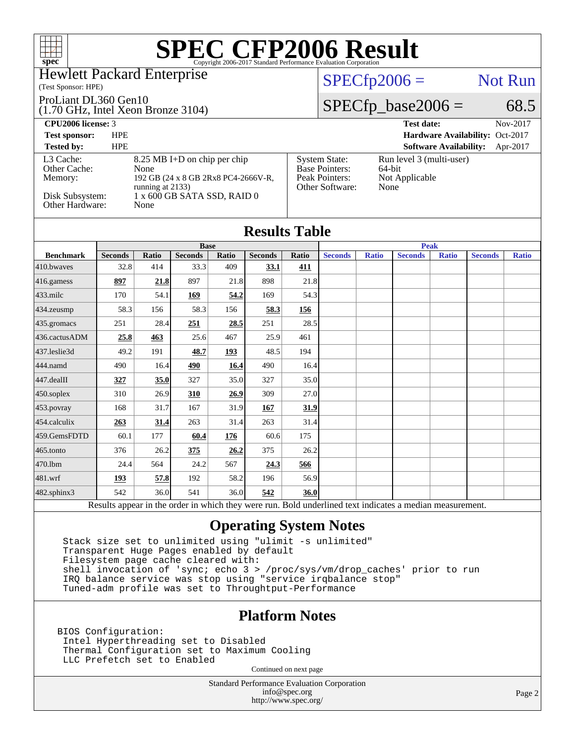# SPEC CFP2006 Result

Copyright 2006-2017 Standard Performance Evaluation Corporation

**Hewlett Packard Enterprise**
(Test Sponsor: HPE)

ProLiant DL360 Gen10
(1.70 GHz, Intel Xeon Bronze 3104)

SPECfp2006 = Not Run

SPECfp_base2006 = 68.5

| | | | |
|---|---|---|---|
| **CPU2006 license:** 3 | | **Test date:** | Nov-2017 |
| **Test sponsor:** | HPE | **Hardware Availability:** | Oct-2017 |
| **Tested by:** | HPE | **Software Availability:** | Apr-2017 |

| | |
|---|---|
| L3 Cache: | 8.25 MB I+D on chip per chip |
| Other Cache: | None |
| Memory: | 192 GB (24 x 8 GB 2Rx8 PC4-2666V-R, running at 2133) |
| Disk Subsystem: | 1 x 600 GB SATA SSD, RAID 0 |
| Other Hardware: | None |

| | |
|---|---|
| System State: | Run level 3 (multi-user) |
| Base Pointers: | 64-bit |
| Peak Pointers: | Not Applicable |
| Other Software: | None |

## Results Table

| | Base | | | | | | Peak | | | | | |
|---|---|---|---|---|---|---|---|---|---|---|---|---|
| **Benchmark** | **Seconds** | **Ratio** | **Seconds** | **Ratio** | **Seconds** | **Ratio** | **Seconds** | **Ratio** | **Seconds** | **Ratio** | **Seconds** | **Ratio** |
| 410.bwaves | 32.8 | 414 | 33.3 | 409 | **33.1** | **411** | | | | | | |
| 416.gamess | **897** | **21.8** | 897 | 21.8 | 898 | 21.8 | | | | | | |
| 433.milc | 170 | 54.1 | **169** | **54.2** | 169 | 54.3 | | | | | | |
| 434.zeusmp | 58.3 | 156 | 58.3 | 156 | **58.3** | **156** | | | | | | |
| 435.gromacs | 251 | 28.4 | **251** | **28.5** | 251 | 28.5 | | | | | | |
| 436.cactusADM | **25.8** | **463** | 25.6 | 467 | 25.9 | 461 | | | | | | |
| 437.leslie3d | 49.2 | 191 | **48.7** | **193** | 48.5 | 194 | | | | | | |
| 444.namd | 490 | 16.4 | **490** | **16.4** | 490 | 16.4 | | | | | | |
| 447.dealII | **327** | **35.0** | 327 | 35.0 | 327 | 35.0 | | | | | | |
| 450.soplex | 310 | 26.9 | **310** | **26.9** | 309 | 27.0 | | | | | | |
| 453.povray | 168 | 31.7 | 167 | 31.9 | **167** | **31.9** | | | | | | |
| 454.calculix | **263** | **31.4** | 263 | 31.4 | 263 | 31.4 | | | | | | |
| 459.GemsFDTD | 60.1 | 177 | **60.4** | **176** | 60.6 | 175 | | | | | | |
| 465.tonto | 376 | 26.2 | **375** | **26.2** | 375 | 26.2 | | | | | | |
| 470.lbm | 24.4 | 564 | 24.2 | 567 | **24.3** | **566** | | | | | | |
| 481.wrf | **193** | **57.8** | 192 | 58.2 | 196 | 56.9 | | | | | | |
| 482.sphinx3 | 542 | 36.0 | 541 | 36.0 | **542** | **36.0** | | | | | | |

Results appear in the order in which they were run. Bold underlined text indicates a median measurement.

## Operating System Notes

```
Stack size set to unlimited using "ulimit -s unlimited"
Transparent Huge Pages enabled by default
Filesystem page cache cleared with:
shell invocation of 'sync; echo 3 > /proc/sys/vm/drop_caches' prior to run
IRQ balance service was stop using "service irqbalance stop"
Tuned-adm profile was set to Throughtput-Performance
```

## Platform Notes

```
BIOS Configuration:
 Intel Hyperthreading set to Disabled
 Thermal Configuration set to Maximum Cooling
 LLC Prefetch set to Enabled
```

Continued on next page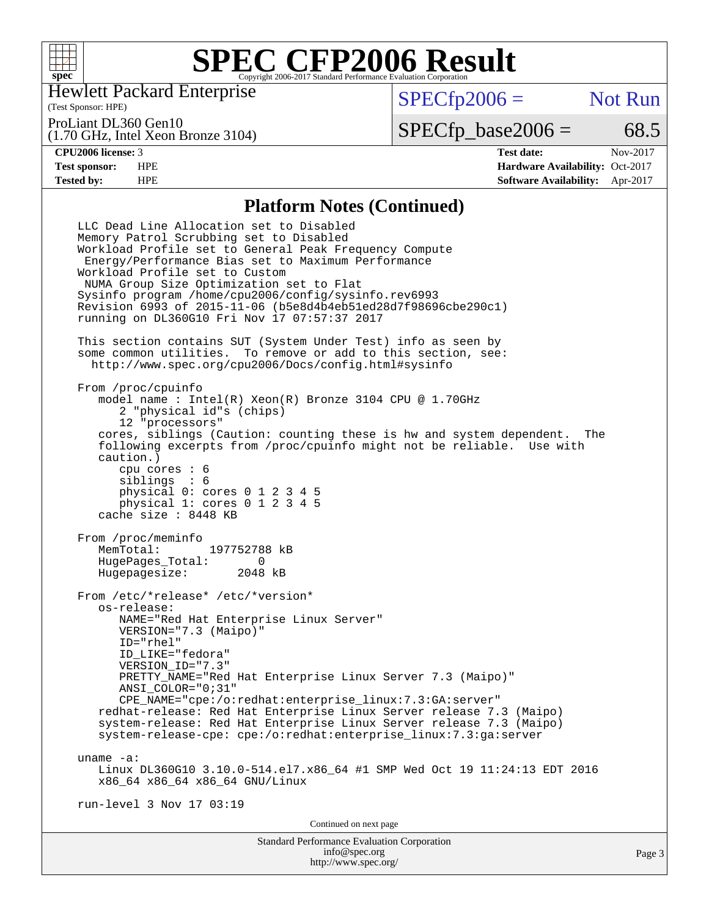# SPEC CFP2006 Result

Copyright 2006-2017 Standard Performance Evaluation Corporation

Hewlett Packard Enterprise
(Test Sponsor: HPE)

ProLiant DL360 Gen10
(1.70 GHz, Intel Xeon Bronze 3104)

SPECfp2006 = Not Run

SPECfp_base2006 = 68.5

| | | | |
|---|---|---|---|
| **CPU2006 license:** 3 | | **Test date:** | Nov-2017 |
| **Test sponsor:** | HPE | **Hardware Availability:** | Oct-2017 |
| **Tested by:** | HPE | **Software Availability:** | Apr-2017 |

## Platform Notes (Continued)

```
LLC Dead Line Allocation set to Disabled
Memory Patrol Scrubbing set to Disabled
Workload Profile set to General Peak Frequency Compute
 Energy/Performance Bias set to Maximum Performance
Workload Profile set to Custom
 NUMA Group Size Optimization set to Flat
Sysinfo program /home/cpu2006/config/sysinfo.rev6993
Revision 6993 of 2015-11-06 (b5e8d4b4eb51ed28d7f98696cbe290c1)
running on DL360G10 Fri Nov 17 07:57:37 2017

This section contains SUT (System Under Test) info as seen by
some common utilities.  To remove or add to this section, see:
  http://www.spec.org/cpu2006/Docs/config.html#sysinfo

From /proc/cpuinfo
   model name : Intel(R) Xeon(R) Bronze 3104 CPU @ 1.70GHz
      2 "physical id"s (chips)
      12 "processors"
   cores, siblings (Caution: counting these is hw and system dependent.  The
   following excerpts from /proc/cpuinfo might not be reliable.  Use with
   caution.)
      cpu cores : 6
      siblings  : 6
      physical 0: cores 0 1 2 3 4 5
      physical 1: cores 0 1 2 3 4 5
   cache size : 8448 KB

From /proc/meminfo
   MemTotal:       197752788 kB
   HugePages_Total:       0
   Hugepagesize:       2048 kB

From /etc/*release* /etc/*version*
   os-release:
      NAME="Red Hat Enterprise Linux Server"
      VERSION="7.3 (Maipo)"
      ID="rhel"
      ID_LIKE="fedora"
      VERSION_ID="7.3"
      PRETTY_NAME="Red Hat Enterprise Linux Server 7.3 (Maipo)"
      ANSI_COLOR="0;31"
      CPE_NAME="cpe:/o:redhat:enterprise_linux:7.3:GA:server"
   redhat-release: Red Hat Enterprise Linux Server release 7.3 (Maipo)
   system-release: Red Hat Enterprise Linux Server release 7.3 (Maipo)
   system-release-cpe: cpe:/o:redhat:enterprise_linux:7.3:ga:server

uname -a:
   Linux DL360G10 3.10.0-514.el7.x86_64 #1 SMP Wed Oct 19 11:24:13 EDT 2016
   x86_64 x86_64 x86_64 GNU/Linux

run-level 3 Nov 17 03:19
```

Continued on next page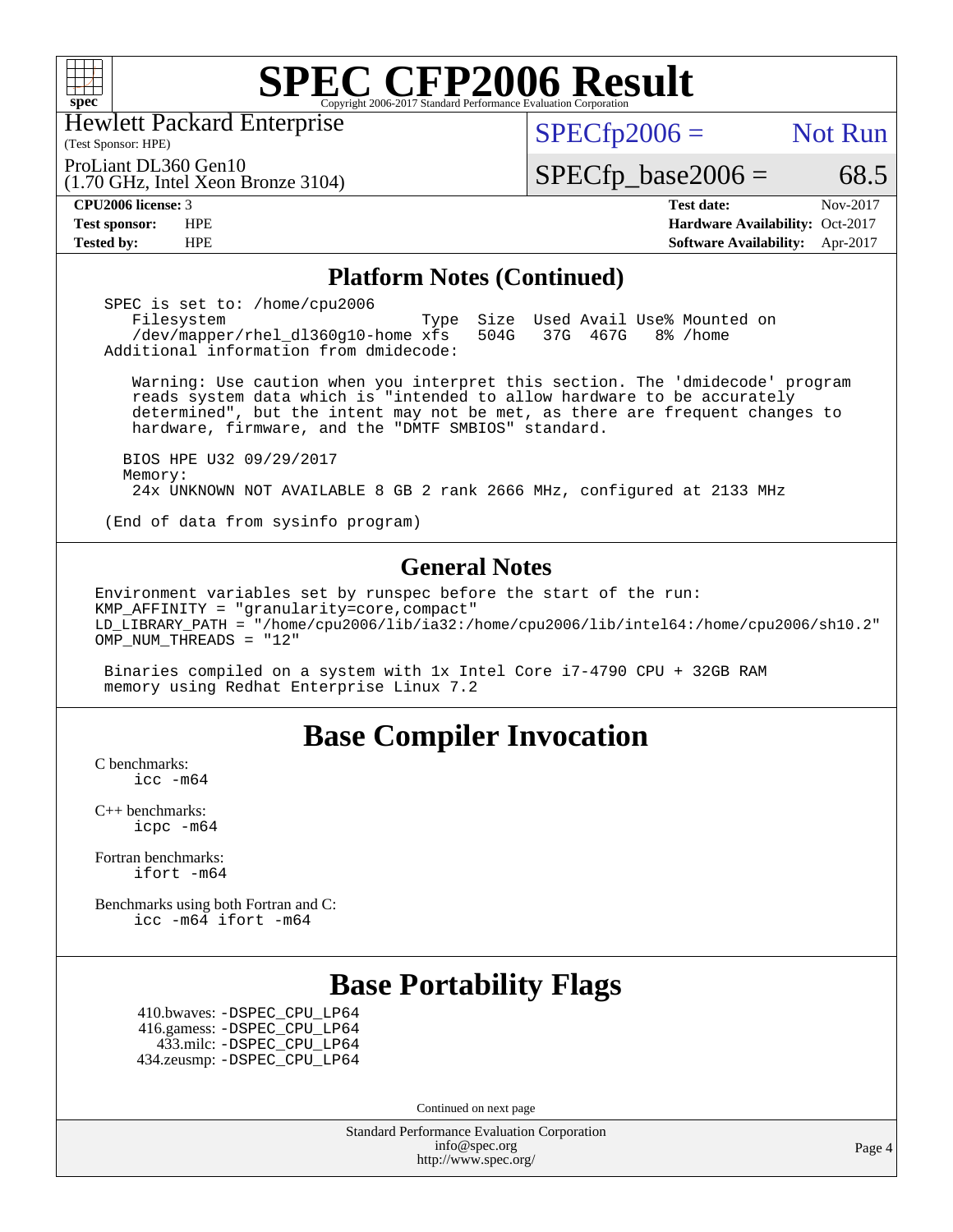# SPEC CFP2006 Result

Copyright 2006-2017 Standard Performance Evaluation Corporation

Hewlett Packard Enterprise
(Test Sponsor: HPE)

ProLiant DL360 Gen10
(1.70 GHz, Intel Xeon Bronze 3104)

SPECfp2006 = Not Run

SPECfp_base2006 = 68.5

| | | | |
|---|---|---|---|
| **CPU2006 license:** 3 | | **Test date:** | Nov-2017 |
| **Test sponsor:** | HPE | **Hardware Availability:** | Oct-2017 |
| **Tested by:** | HPE | **Software Availability:** | Apr-2017 |

## Platform Notes (Continued)

```
 SPEC is set to: /home/cpu2006
    Filesystem                      Type  Size  Used Avail Use% Mounted on
    /dev/mapper/rhel_dl360g10-home xfs   504G   37G  467G   8% /home
 Additional information from dmidecode:

    Warning: Use caution when you interpret this section. The 'dmidecode' program
    reads system data which is "intended to allow hardware to be accurately
    determined", but the intent may not be met, as there are frequent changes to
    hardware, firmware, and the "DMTF SMBIOS" standard.

   BIOS HPE U32 09/29/2017
   Memory:
    24x UNKNOWN NOT AVAILABLE 8 GB 2 rank 2666 MHz, configured at 2133 MHz

 (End of data from sysinfo program)
```

## General Notes

```
Environment variables set by runspec before the start of the run:
KMP_AFFINITY = "granularity=core,compact"
LD_LIBRARY_PATH = "/home/cpu2006/lib/ia32:/home/cpu2006/lib/intel64:/home/cpu2006/sh10.2"
OMP_NUM_THREADS = "12"

 Binaries compiled on a system with 1x Intel Core i7-4790 CPU + 32GB RAM
 memory using Redhat Enterprise Linux 7.2
```

## Base Compiler Invocation

C benchmarks:
    icc -m64

C++ benchmarks:
    icpc -m64

Fortran benchmarks:
    ifort -m64

Benchmarks using both Fortran and C:
    icc -m64 ifort -m64

## Base Portability Flags

410.bwaves: -DSPEC_CPU_LP64
416.gamess: -DSPEC_CPU_LP64
433.milc: -DSPEC_CPU_LP64
434.zeusmp: -DSPEC_CPU_LP64

Continued on next page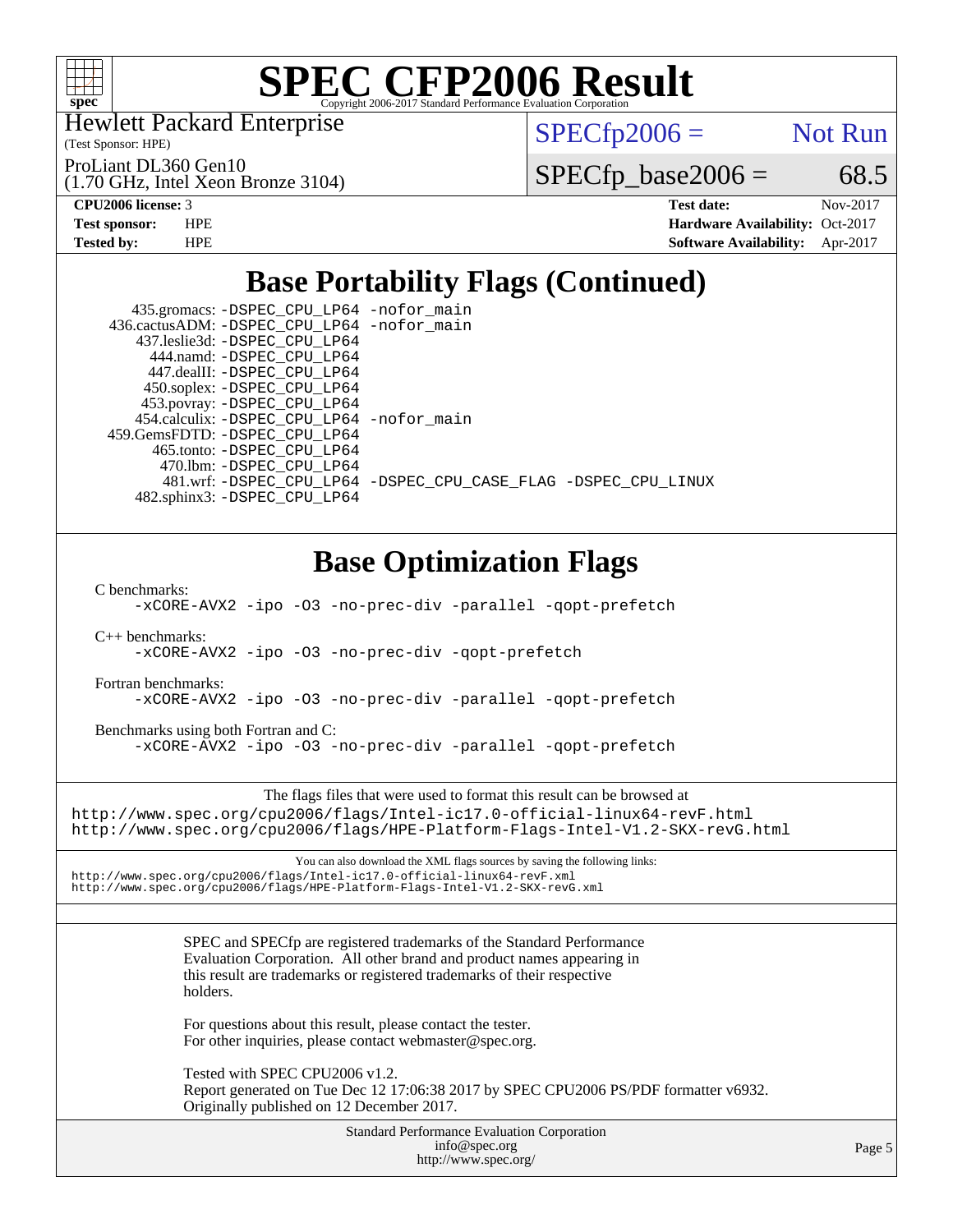# SPEC CFP2006 Result

Copyright 2006-2017 Standard Performance Evaluation Corporation

Hewlett Packard Enterprise
(Test Sponsor: HPE)

ProLiant DL360 Gen10
(1.70 GHz, Intel Xeon Bronze 3104)

SPECfp2006 = Not Run

SPECfp_base2006 = 68.5

| | | | |
|---|---|---|---|
| **CPU2006 license:** | 3 | **Test date:** | Nov-2017 |
| **Test sponsor:** | HPE | **Hardware Availability:** | Oct-2017 |
| **Tested by:** | HPE | **Software Availability:** | Apr-2017 |

## Base Portability Flags (Continued)

```
      435.gromacs: -DSPEC_CPU_LP64 -nofor_main
    436.cactusADM: -DSPEC_CPU_LP64 -nofor_main
      437.leslie3d: -DSPEC_CPU_LP64
         444.namd: -DSPEC_CPU_LP64
        447.dealII: -DSPEC_CPU_LP64
        450.soplex: -DSPEC_CPU_LP64
        453.povray: -DSPEC_CPU_LP64
      454.calculix: -DSPEC_CPU_LP64 -nofor_main
    459.GemsFDTD: -DSPEC_CPU_LP64
         465.tonto: -DSPEC_CPU_LP64
           470.lbm: -DSPEC_CPU_LP64
           481.wrf: -DSPEC_CPU_LP64 -DSPEC_CPU_CASE_FLAG -DSPEC_CPU_LINUX
      482.sphinx3: -DSPEC_CPU_LP64
```

## Base Optimization Flags

C benchmarks:
```
-xCORE-AVX2 -ipo -O3 -no-prec-div -parallel -qopt-prefetch
```

C++ benchmarks:
```
-xCORE-AVX2 -ipo -O3 -no-prec-div -qopt-prefetch
```

Fortran benchmarks:
```
-xCORE-AVX2 -ipo -O3 -no-prec-div -parallel -qopt-prefetch
```

Benchmarks using both Fortran and C:
```
-xCORE-AVX2 -ipo -O3 -no-prec-div -parallel -qopt-prefetch
```

The flags files that were used to format this result can be browsed at
http://www.spec.org/cpu2006/flags/Intel-ic17.0-official-linux64-revF.html
http://www.spec.org/cpu2006/flags/HPE-Platform-Flags-Intel-V1.2-SKX-revG.html

You can also download the XML flags sources by saving the following links:
http://www.spec.org/cpu2006/flags/Intel-ic17.0-official-linux64-revF.xml
http://www.spec.org/cpu2006/flags/HPE-Platform-Flags-Intel-V1.2-SKX-revG.xml

SPEC and SPECfp are registered trademarks of the Standard Performance Evaluation Corporation. All other brand and product names appearing in this result are trademarks or registered trademarks of their respective holders.

For questions about this result, please contact the tester.
For other inquiries, please contact webmaster@spec.org.

Tested with SPEC CPU2006 v1.2.
Report generated on Tue Dec 12 17:06:38 2017 by SPEC CPU2006 PS/PDF formatter v6932.
Originally published on 12 December 2017.

Standard Performance Evaluation Corporation
info@spec.org
http://www.spec.org/